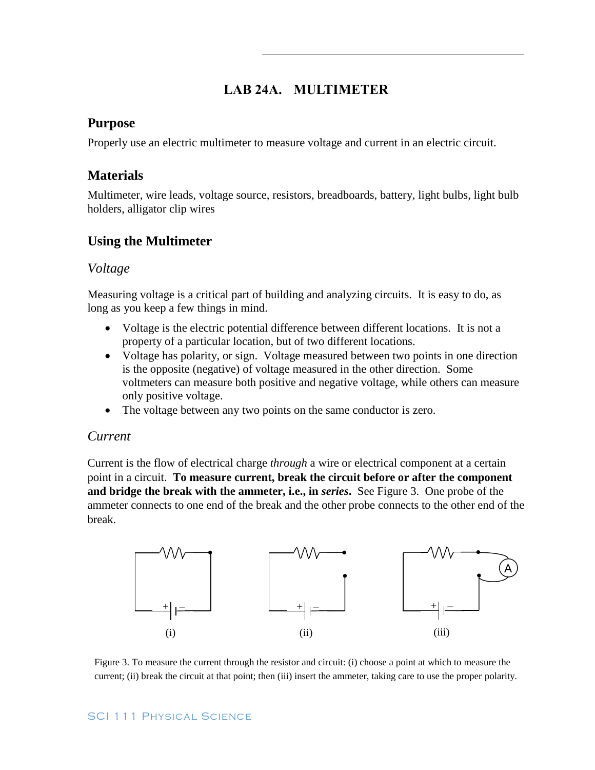# LAB 24A. MULTIMETER

## Purpose

Properly use an electric multimeter to measure voltage and current in an electric circuit.

## Materials

Multimeter, wire leads, voltage source, resistors, breadboards, battery, light bulbs, light bulb holders, alligator clip wires

## Using the Multimeter

### *Voltage*

Measuring voltage is a critical part of building and analyzing circuits. It is easy to do, as long as you keep a few things in mind.

- Voltage is the electric potential difference between different locations. It is not a property of a particular location, but of two different locations.
- Voltage has polarity, or sign. Voltage measured between two points in one direction is the opposite (negative) of voltage measured in the other direction. Some voltmeters can measure both positive and negative voltage, while others can measure only positive voltage.
- The voltage between any two points on the same conductor is zero.

### *Current*

Current is the flow of electrical charge *through* a wire or electrical component at a certain point in a circuit. **To measure current, break the circuit before or after the component and bridge the break with the ammeter, i.e., in *series*.** See Figure 3. One probe of the ammeter connects to one end of the break and the other probe connects to the other end of the break.

Figure 3. To measure the current through the resistor and circuit: (i) choose a point at which to measure the current; (ii) break the circuit at that point; then (iii) insert the ammeter, taking care to use the proper polarity.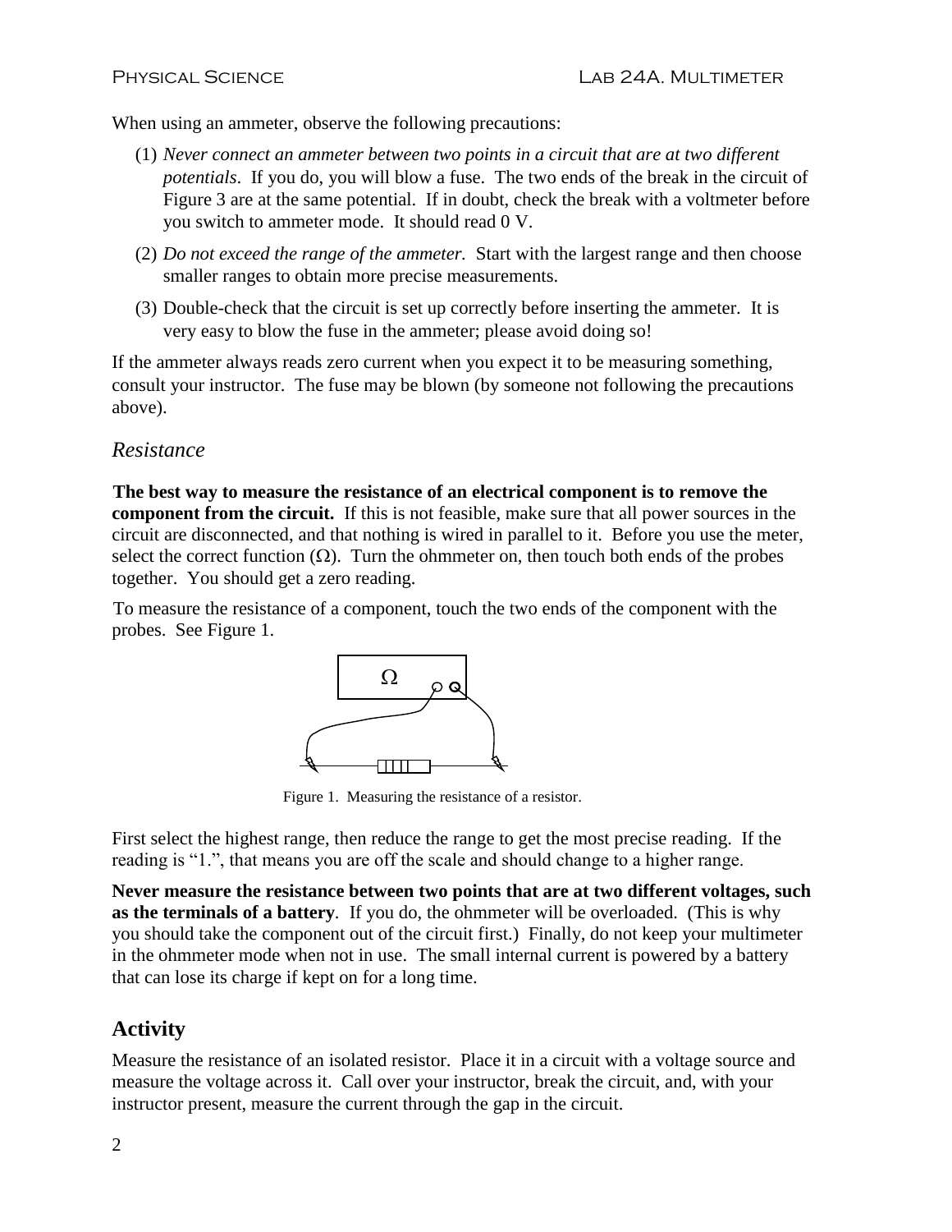When using an ammeter, observe the following precautions:

(1) *Never connect an ammeter between two points in a circuit that are at two different potentials*. If you do, you will blow a fuse. The two ends of the break in the circuit of Figure 3 are at the same potential. If in doubt, check the break with a voltmeter before you switch to ammeter mode. It should read 0 V.

(2) *Do not exceed the range of the ammeter.* Start with the largest range and then choose smaller ranges to obtain more precise measurements.

(3) Double-check that the circuit is set up correctly before inserting the ammeter. It is very easy to blow the fuse in the ammeter; please avoid doing so!

If the ammeter always reads zero current when you expect it to be measuring something, consult your instructor. The fuse may be blown (by someone not following the precautions above).

## *Resistance*

**The best way to measure the resistance of an electrical component is to remove the component from the circuit.** If this is not feasible, make sure that all power sources in the circuit are disconnected, and that nothing is wired in parallel to it. Before you use the meter, select the correct function (Ω). Turn the ohmmeter on, then touch both ends of the probes together. You should get a zero reading.

To measure the resistance of a component, touch the two ends of the component with the probes. See Figure 1.

Ω

Figure 1. Measuring the resistance of a resistor.

First select the highest range, then reduce the range to get the most precise reading. If the reading is "1.", that means you are off the scale and should change to a higher range.

**Never measure the resistance between two points that are at two different voltages, such as the terminals of a battery**. If you do, the ohmmeter will be overloaded. (This is why you should take the component out of the circuit first.) Finally, do not keep your multimeter in the ohmmeter mode when not in use. The small internal current is powered by a battery that can lose its charge if kept on for a long time.

## Activity

Measure the resistance of an isolated resistor. Place it in a circuit with a voltage source and measure the voltage across it. Call over your instructor, break the circuit, and, with your instructor present, measure the current through the gap in the circuit.